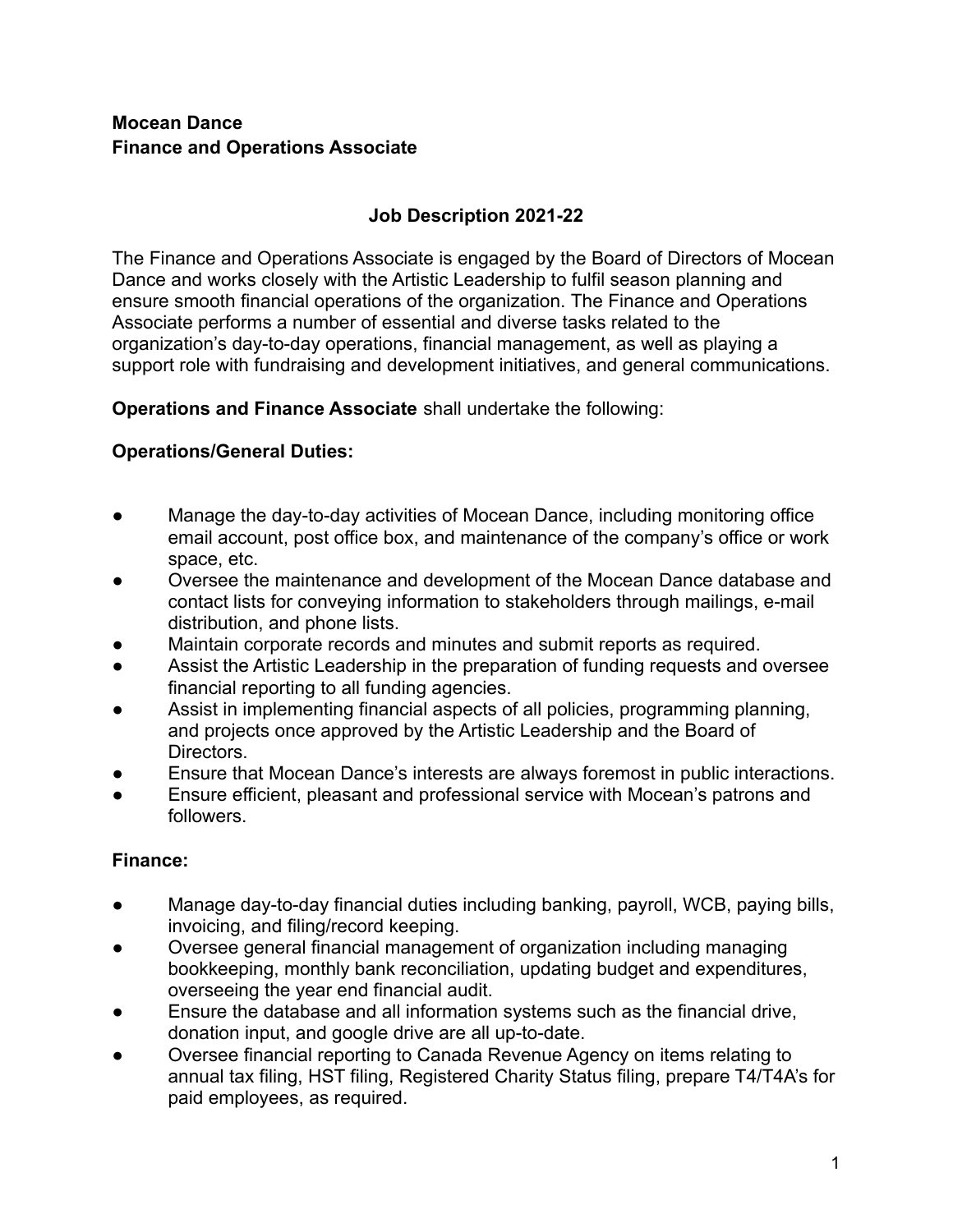**Mocean Dance**
**Finance and Operations Associate**

## Job Description 2021-22

The Finance and Operations Associate is engaged by the Board of Directors of Mocean Dance and works closely with the Artistic Leadership to fulfil season planning and ensure smooth financial operations of the organization. The Finance and Operations Associate performs a number of essential and diverse tasks related to the organization's day-to-day operations, financial management, as well as playing a support role with fundraising and development initiatives, and general communications.

**Operations and Finance Associate** shall undertake the following:

### Operations/General Duties:

- Manage the day-to-day activities of Mocean Dance, including monitoring office email account, post office box, and maintenance of the company's office or work space, etc.
- Oversee the maintenance and development of the Mocean Dance database and contact lists for conveying information to stakeholders through mailings, e-mail distribution, and phone lists.
- Maintain corporate records and minutes and submit reports as required.
- Assist the Artistic Leadership in the preparation of funding requests and oversee financial reporting to all funding agencies.
- Assist in implementing financial aspects of all policies, programming planning, and projects once approved by the Artistic Leadership and the Board of Directors.
- Ensure that Mocean Dance's interests are always foremost in public interactions.
- Ensure efficient, pleasant and professional service with Mocean's patrons and followers.

### Finance:

- Manage day-to-day financial duties including banking, payroll, WCB, paying bills, invoicing, and filing/record keeping.
- Oversee general financial management of organization including managing bookkeeping, monthly bank reconciliation, updating budget and expenditures, overseeing the year end financial audit.
- Ensure the database and all information systems such as the financial drive, donation input, and google drive are all up-to-date.
- Oversee financial reporting to Canada Revenue Agency on items relating to annual tax filing, HST filing, Registered Charity Status filing, prepare T4/T4A's for paid employees, as required.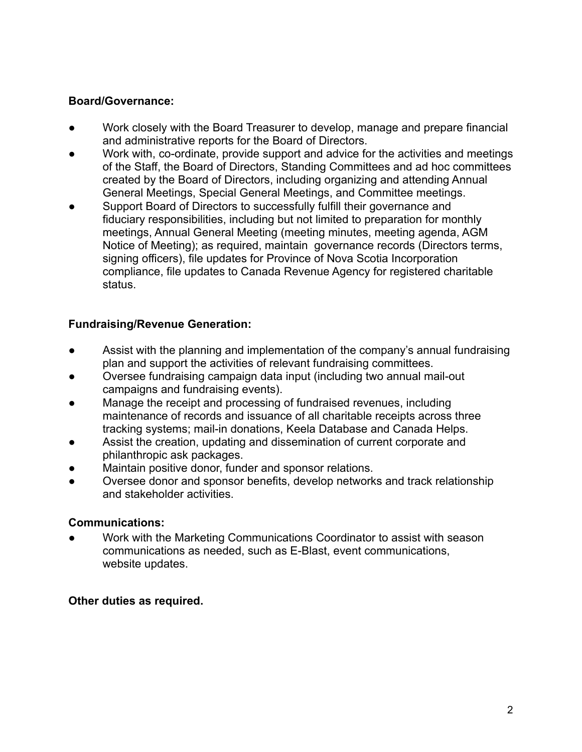**Board/Governance:**

- Work closely with the Board Treasurer to develop, manage and prepare financial and administrative reports for the Board of Directors.
- Work with, co-ordinate, provide support and advice for the activities and meetings of the Staff, the Board of Directors, Standing Committees and ad hoc committees created by the Board of Directors, including organizing and attending Annual General Meetings, Special General Meetings, and Committee meetings.
- Support Board of Directors to successfully fulfill their governance and fiduciary responsibilities, including but not limited to preparation for monthly meetings, Annual General Meeting (meeting minutes, meeting agenda, AGM Notice of Meeting); as required, maintain governance records (Directors terms, signing officers), file updates for Province of Nova Scotia Incorporation compliance, file updates to Canada Revenue Agency for registered charitable status.

**Fundraising/Revenue Generation:**

- Assist with the planning and implementation of the company's annual fundraising plan and support the activities of relevant fundraising committees.
- Oversee fundraising campaign data input (including two annual mail-out campaigns and fundraising events).
- Manage the receipt and processing of fundraised revenues, including maintenance of records and issuance of all charitable receipts across three tracking systems; mail-in donations, Keela Database and Canada Helps.
- Assist the creation, updating and dissemination of current corporate and philanthropic ask packages.
- Maintain positive donor, funder and sponsor relations.
- Oversee donor and sponsor benefits, develop networks and track relationship and stakeholder activities.

**Communications:**

- Work with the Marketing Communications Coordinator to assist with season communications as needed, such as E-Blast, event communications, website updates.

**Other duties as required.**